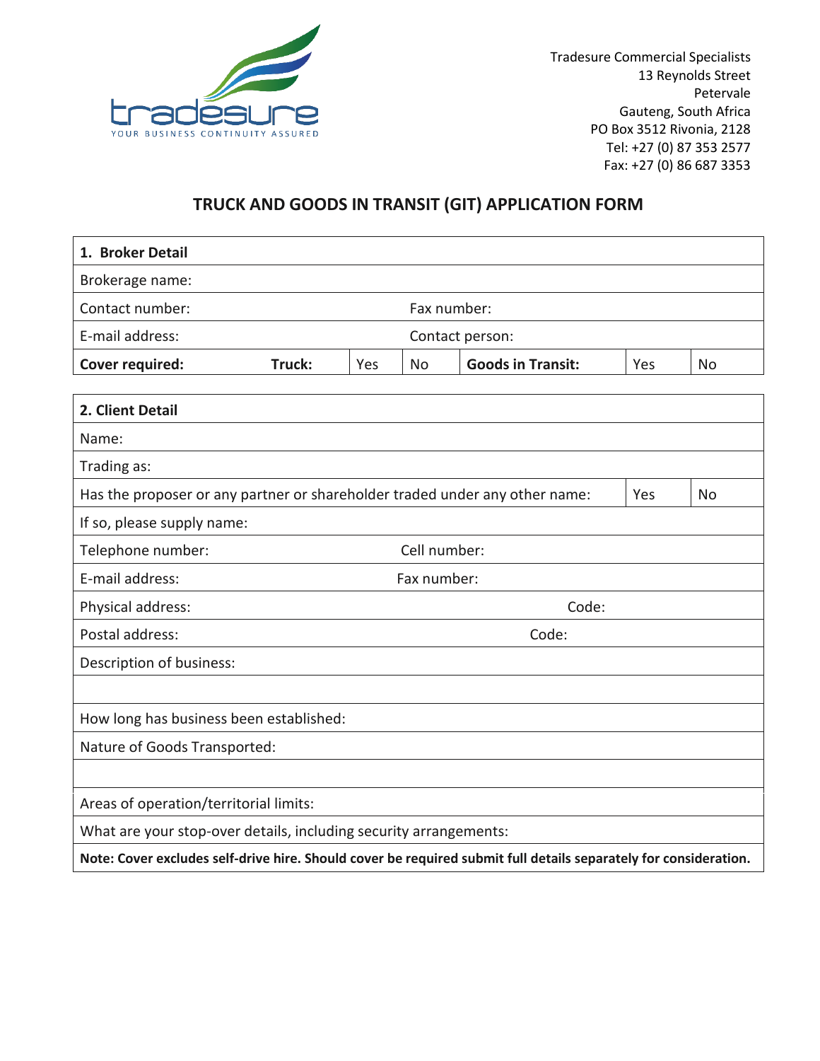tradesure
YOUR BUSINESS CONTINUITY ASSURED

Tradesure Commercial Specialists
13 Reynolds Street
Petervale
Gauteng, South Africa
PO Box 3512 Rivonia, 2128
Tel: +27 (0) 87 353 2577
Fax: +27 (0) 86 687 3353

# TRUCK AND GOODS IN TRANSIT (GIT) APPLICATION FORM

| **1. Broker Detail** | | | | | | |
|---|---|---|---|---|---|---|
| Brokerage name: | | | | | | |
| Contact number: | | | Fax number: | | | |
| E-mail address: | | | Contact person: | | | |
| **Cover required:** | **Truck:** | Yes | No | **Goods in Transit:** | Yes | No |

| **2. Client Detail** | | |
|---|---|---|
| Name: | | |
| Trading as: | | |
| Has the proposer or any partner or shareholder traded under any other name: | Yes | No |
| If so, please supply name: | | |
| Telephone number: Cell number: | | |
| E-mail address: Fax number: | | |
| Physical address: Code: | | |
| Postal address: Code: | | |
| Description of business: | | |
| | | |
| How long has business been established: | | |
| Nature of Goods Transported: | | |
| | | |
| Areas of operation/territorial limits: | | |
| What are your stop-over details, including security arrangements: | | |
| **Note: Cover excludes self-drive hire. Should cover be required submit full details separately for consideration.** | | |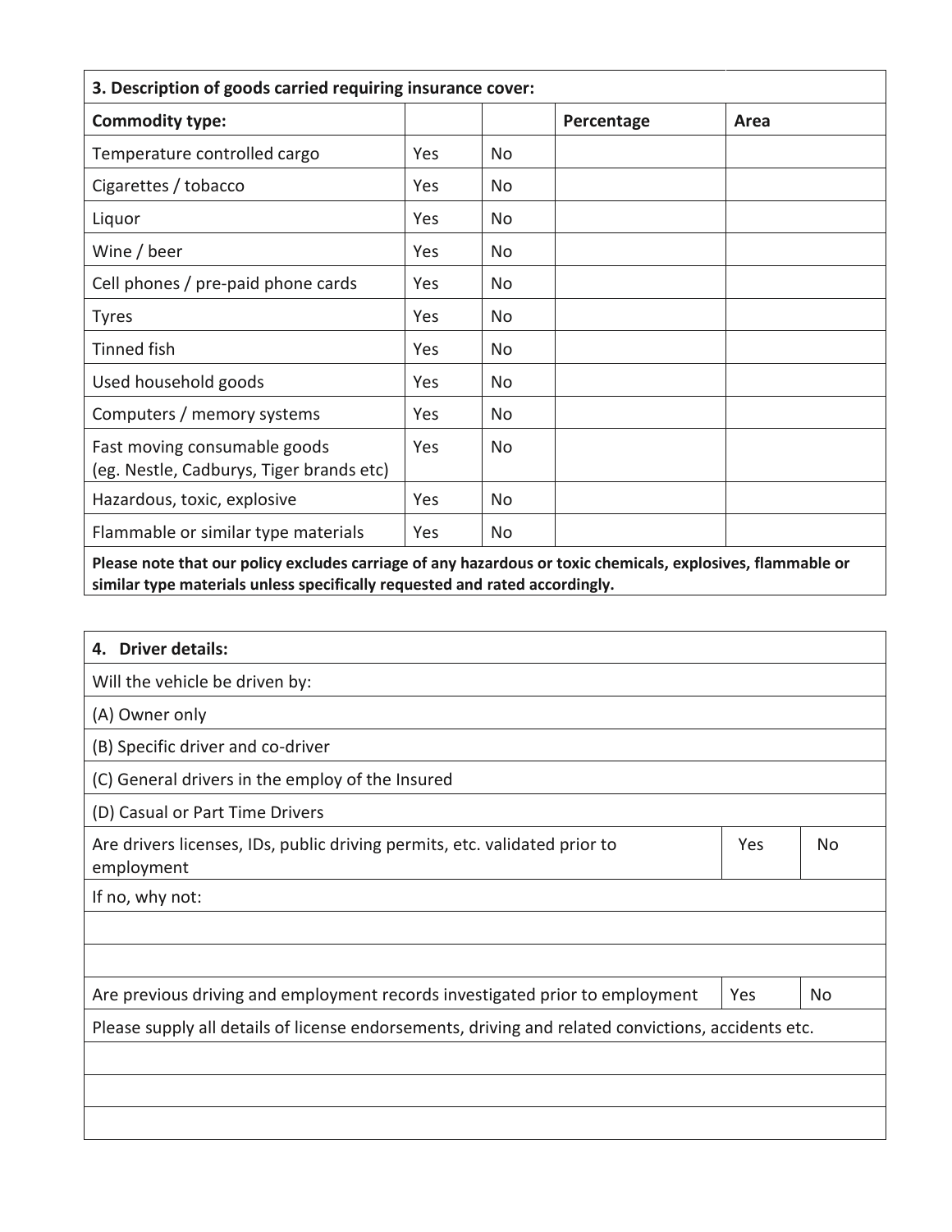| 3. Description of goods carried requiring insurance cover: | | | | |
|---|---|---|---|---|
| **Commodity type:** | | | **Percentage** | **Area** |
| Temperature controlled cargo | Yes | No | | |
| Cigarettes / tobacco | Yes | No | | |
| Liquor | Yes | No | | |
| Wine / beer | Yes | No | | |
| Cell phones / pre-paid phone cards | Yes | No | | |
| Tyres | Yes | No | | |
| Tinned fish | Yes | No | | |
| Used household goods | Yes | No | | |
| Computers / memory systems | Yes | No | | |
| Fast moving consumable goods (eg. Nestle, Cadburys, Tiger brands etc) | Yes | No | | |
| Hazardous, toxic, explosive | Yes | No | | |
| Flammable or similar type materials | Yes | No | | |

**Please note that our policy excludes carriage of any hazardous or toxic chemicals, explosives, flammable or similar type materials unless specifically requested and rated accordingly.**

| 4. Driver details: | | |
|---|---|---|
| Will the vehicle be driven by: | | |
| (A) Owner only | | |
| (B) Specific driver and co-driver | | |
| (C) General drivers in the employ of the Insured | | |
| (D) Casual or Part Time Drivers | | |
| Are drivers licenses, IDs, public driving permits, etc. validated prior to employment | Yes | No |
| If no, why not: | | |
| | | |
| | | |
| Are previous driving and employment records investigated prior to employment | Yes | No |
| Please supply all details of license endorsements, driving and related convictions, accidents etc. | | |
| | | |
| | | |
| | | |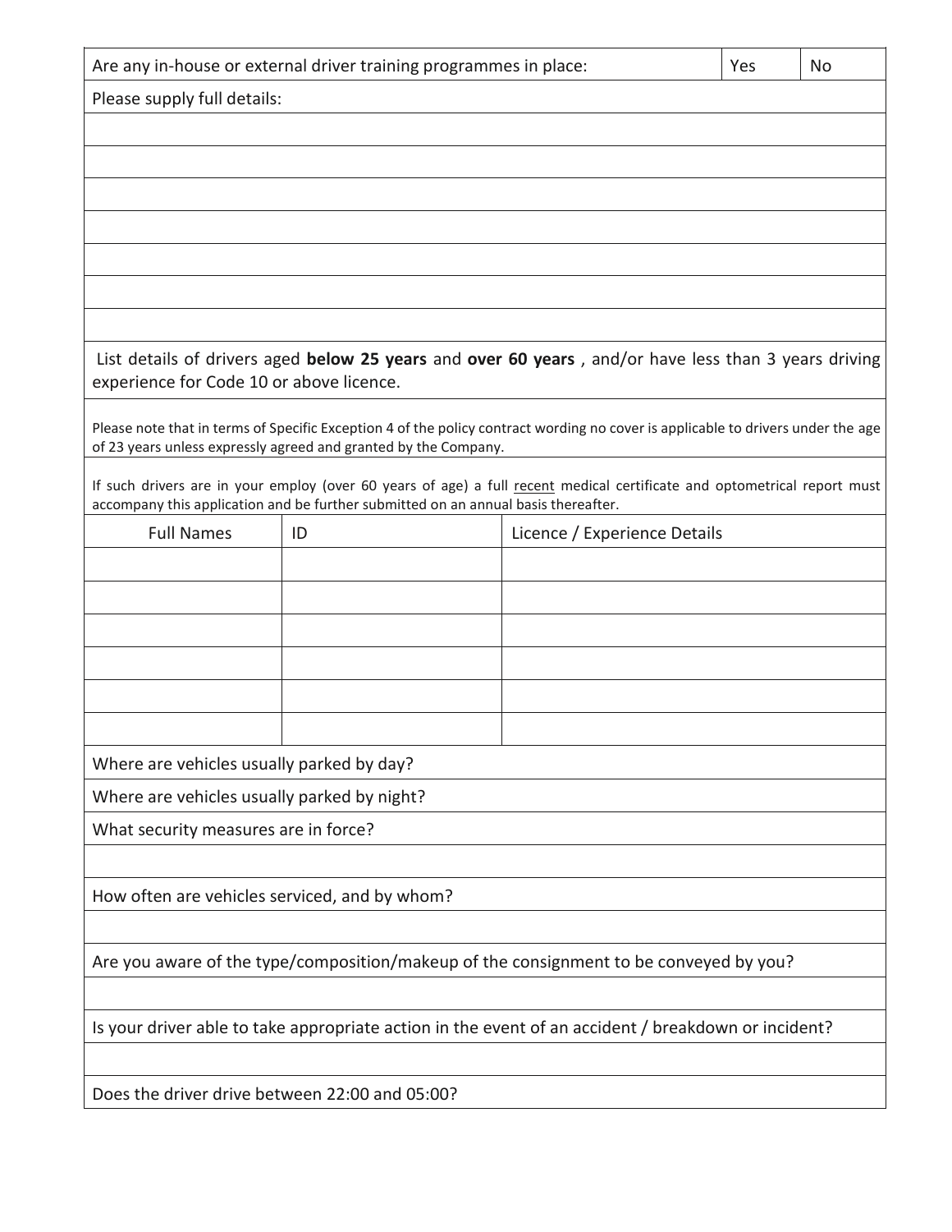| Are any in-house or external driver training programmes in place: | Yes | No |
|---|---|---|
| Please supply full details: | | |
| | | |
| | | |
| | | |
| | | |
| | | |
| | | |
| | | |

List details of drivers aged **below 25 years** and **over 60 years** , and/or have less than 3 years driving experience for Code 10 or above licence.

Please note that in terms of Specific Exception 4 of the policy contract wording no cover is applicable to drivers under the age of 23 years unless expressly agreed and granted by the Company.

If such drivers are in your employ (over 60 years of age) a full recent medical certificate and optometrical report must accompany this application and be further submitted on an annual basis thereafter.

| Full Names | ID | Licence / Experience Details |
|---|---|---|
| | | |
| | | |
| | | |
| | | |
| | | |
| | | |

Where are vehicles usually parked by day?

Where are vehicles usually parked by night?

What security measures are in force?

How often are vehicles serviced, and by whom?

Are you aware of the type/composition/makeup of the consignment to be conveyed by you?

Is your driver able to take appropriate action in the event of an accident / breakdown or incident?

Does the driver drive between 22:00 and 05:00?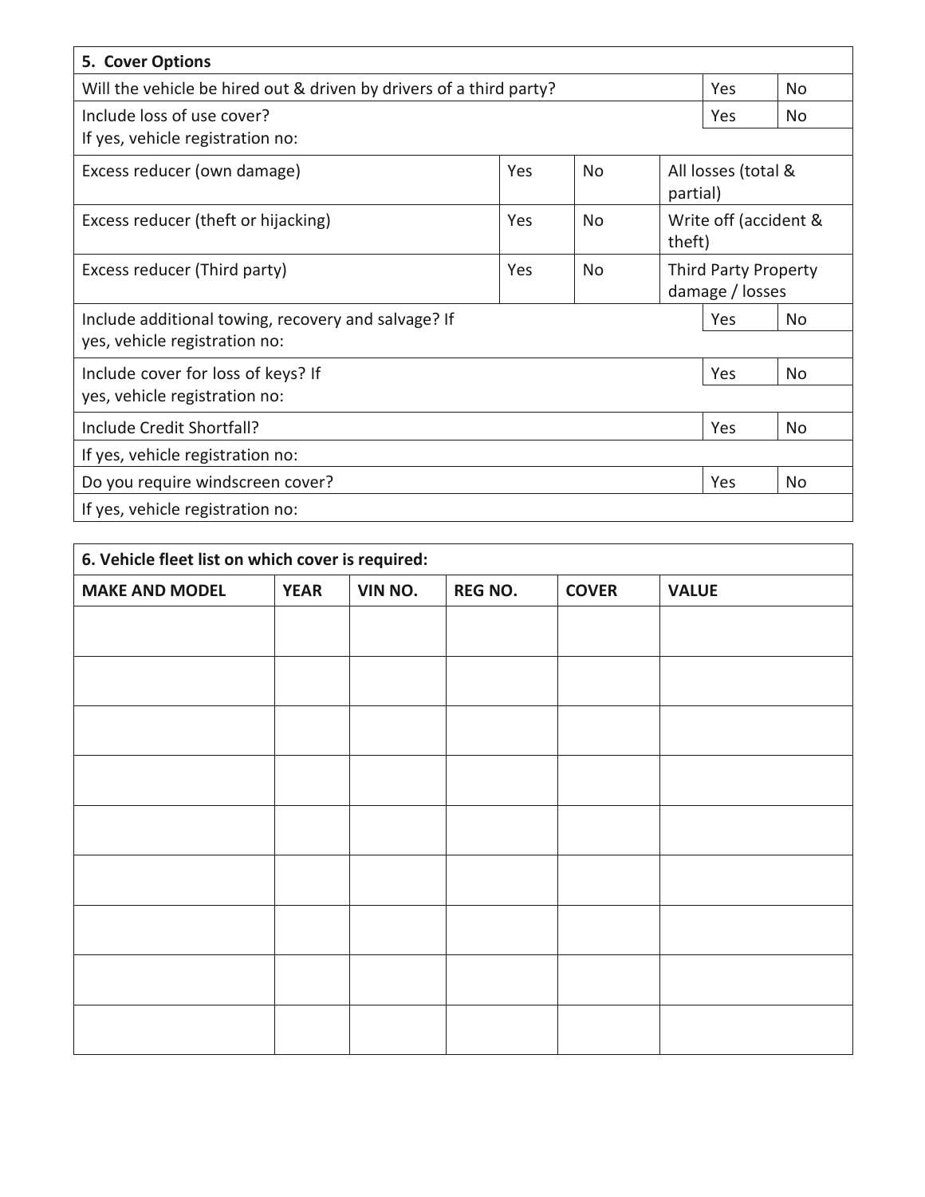| 5. Cover Options | | | | |
|---|---|---|---|---|
| Will the vehicle be hired out & driven by drivers of a third party? | | | Yes | No |
| Include loss of use cover?<br>If yes, vehicle registration no: | | | Yes | No |
| Excess reducer (own damage) | Yes | No | All losses (total & partial) | |
| Excess reducer (theft or hijacking) | Yes | No | Write off (accident & theft) | |
| Excess reducer (Third party) | Yes | No | Third Party Property damage / losses | |
| Include additional towing, recovery and salvage? If yes, vehicle registration no: | | | Yes | No |
| Include cover for loss of keys? If yes, vehicle registration no: | | | Yes | No |
| Include Credit Shortfall? | | | Yes | No |
| If yes, vehicle registration no: | | | | |
| Do you require windscreen cover? | | | Yes | No |
| If yes, vehicle registration no: | | | | |

| 6. Vehicle fleet list on which cover is required: | | | | | |
|---|---|---|---|---|---|
| **MAKE AND MODEL** | **YEAR** | **VIN NO.** | **REG NO.** | **COVER** | **VALUE** |
| | | | | | |
| | | | | | |
| | | | | | |
| | | | | | |
| | | | | | |
| | | | | | |
| | | | | | |
| | | | | | |
| | | | | | |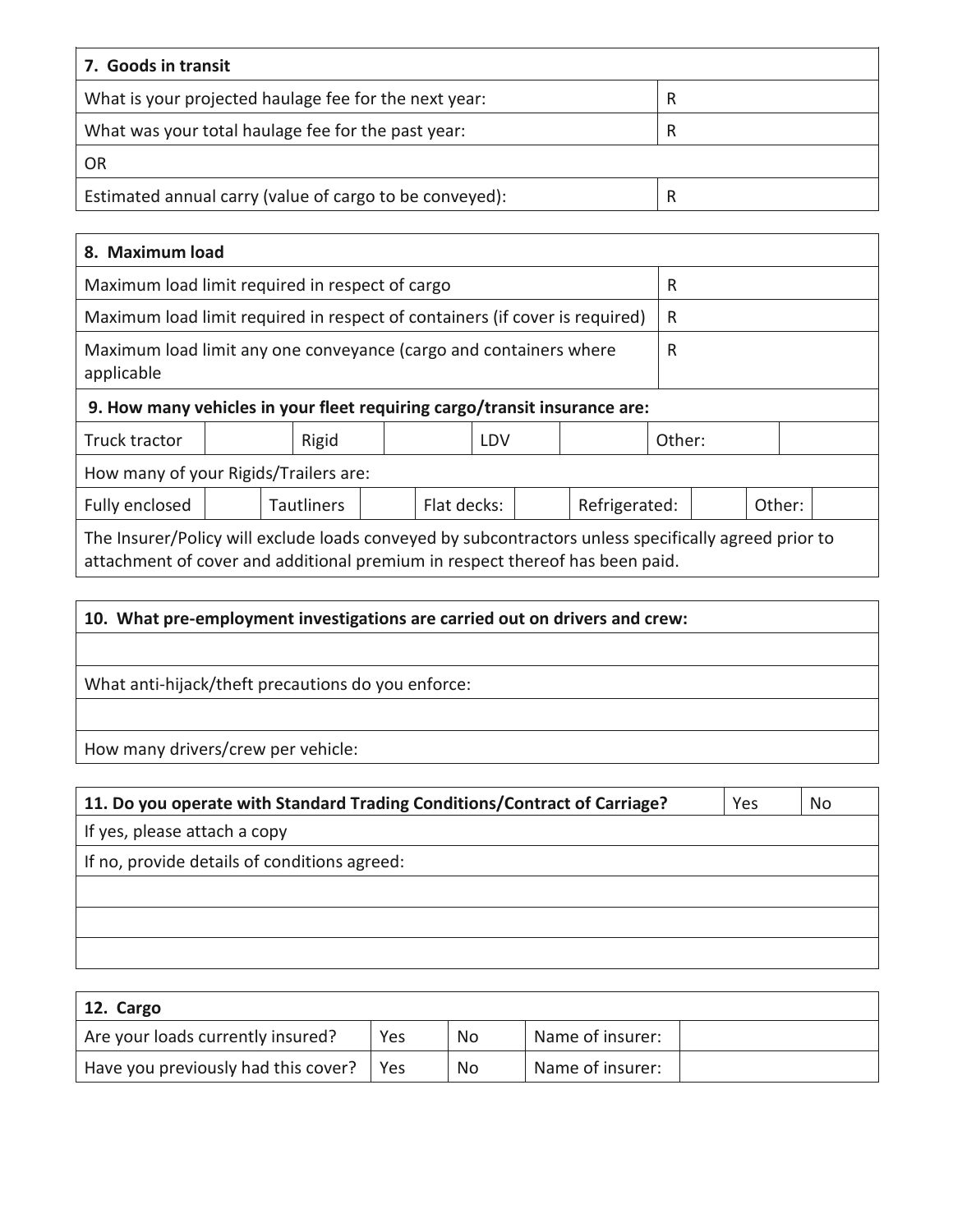| 7. Goods in transit | |
|---|---|
| What is your projected haulage fee for the next year: | R |
| What was your total haulage fee for the past year: | R |
| OR | |
| Estimated annual carry (value of cargo to be conveyed): | R |

| 8. Maximum load | |
|---|---|
| Maximum load limit required in respect of cargo | R |
| Maximum load limit required in respect of containers (if cover is required) | R |
| Maximum load limit any one conveyance (cargo and containers where applicable | R |

**9. How many vehicles in your fleet requiring cargo/transit insurance are:**

| Truck tractor | | Rigid | | LDV | | Other: | |
|---|---|---|---|---|---|---|---|

How many of your Rigids/Trailers are:

| Fully enclosed | | Tautliners | | Flat decks: | | Refrigerated: | | Other: | |
|---|---|---|---|---|---|---|---|---|---|

The Insurer/Policy will exclude loads conveyed by subcontractors unless specifically agreed prior to attachment of cover and additional premium in respect thereof has been paid.

| 10. What pre-employment investigations are carried out on drivers and crew: |
|---|
| |
| What anti-hijack/theft precautions do you enforce: |
| |
| How many drivers/crew per vehicle: |

| 11. Do you operate with Standard Trading Conditions/Contract of Carriage? | Yes | No |
|---|---|---|
| If yes, please attach a copy | | |
| If no, provide details of conditions agreed: | | |
| | | |
| | | |
| | | |

| 12. Cargo | | | | |
|---|---|---|---|---|
| Are your loads currently insured? | Yes | No | Name of insurer: | |
| Have you previously had this cover? | Yes | No | Name of insurer: | |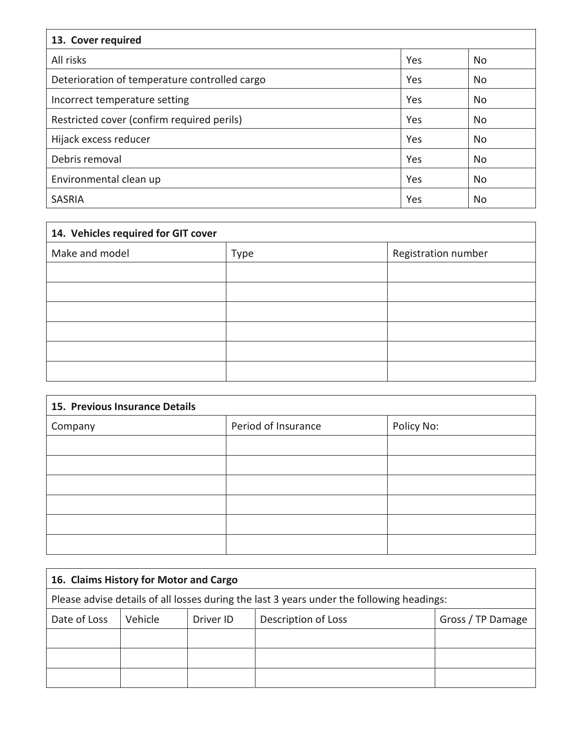| 13. Cover required | | |
|---|---|---|
| All risks | Yes | No |
| Deterioration of temperature controlled cargo | Yes | No |
| Incorrect temperature setting | Yes | No |
| Restricted cover (confirm required perils) | Yes | No |
| Hijack excess reducer | Yes | No |
| Debris removal | Yes | No |
| Environmental clean up | Yes | No |
| SASRIA | Yes | No |

| 14. Vehicles required for GIT cover | | |
|---|---|---|
| Make and model | Type | Registration number |
| | | |
| | | |
| | | |
| | | |
| | | |
| | | |

| 15. Previous Insurance Details | | |
|---|---|---|
| Company | Period of Insurance | Policy No: |
| | | |
| | | |
| | | |
| | | |
| | | |
| | | |

| 16. Claims History for Motor and Cargo | | | | |
|---|---|---|---|---|
| Please advise details of all losses during the last 3 years under the following headings: | | | | |
| Date of Loss | Vehicle | Driver ID | Description of Loss | Gross / TP Damage |
| | | | | |
| | | | | |
| | | | | |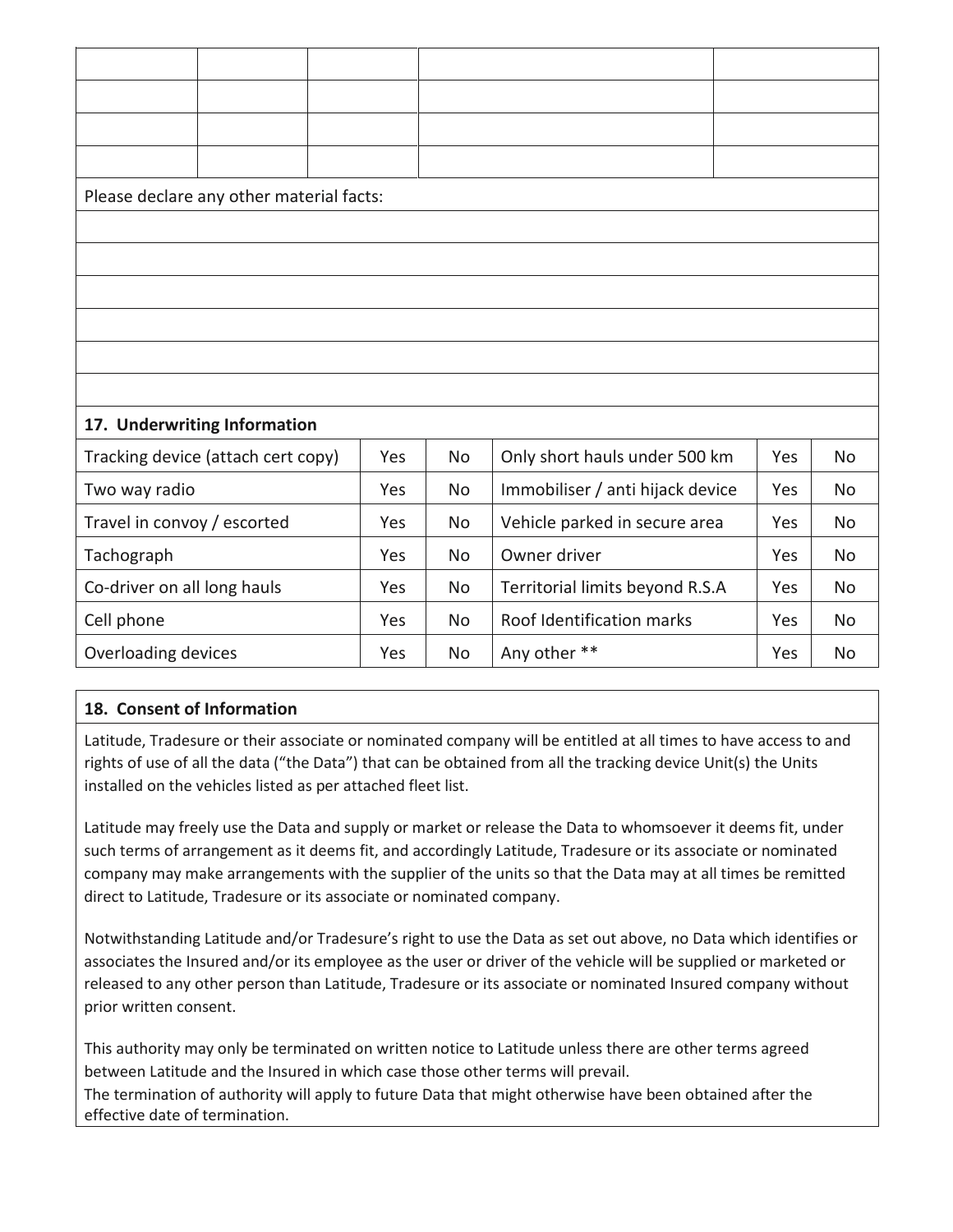| | | | | |
|---|---|---|---|---|
| | | | | |
| | | | | |
| | | | | |
| | | | | |

Please declare any other material facts:

| |
|---|
| |
| |
| |
| |
| |
| |

### 17. Underwriting Information

| | | | | | |
|---|---|---|---|---|---|
| Tracking device (attach cert copy) | Yes | No | Only short hauls under 500 km | Yes | No |
| Two way radio | Yes | No | Immobiliser / anti hijack device | Yes | No |
| Travel in convoy / escorted | Yes | No | Vehicle parked in secure area | Yes | No |
| Tachograph | Yes | No | Owner driver | Yes | No |
| Co-driver on all long hauls | Yes | No | Territorial limits beyond R.S.A | Yes | No |
| Cell phone | Yes | No | Roof Identification marks | Yes | No |
| Overloading devices | Yes | No | Any other ** | Yes | No |

### 18. Consent of Information

Latitude, Tradesure or their associate or nominated company will be entitled at all times to have access to and rights of use of all the data ("the Data") that can be obtained from all the tracking device Unit(s) the Units installed on the vehicles listed as per attached fleet list.

Latitude may freely use the Data and supply or market or release the Data to whomsoever it deems fit, under such terms of arrangement as it deems fit, and accordingly Latitude, Tradesure or its associate or nominated company may make arrangements with the supplier of the units so that the Data may at all times be remitted direct to Latitude, Tradesure or its associate or nominated company.

Notwithstanding Latitude and/or Tradesure's right to use the Data as set out above, no Data which identifies or associates the Insured and/or its employee as the user or driver of the vehicle will be supplied or marketed or released to any other person than Latitude, Tradesure or its associate or nominated Insured company without prior written consent.

This authority may only be terminated on written notice to Latitude unless there are other terms agreed between Latitude and the Insured in which case those other terms will prevail.
The termination of authority will apply to future Data that might otherwise have been obtained after the effective date of termination.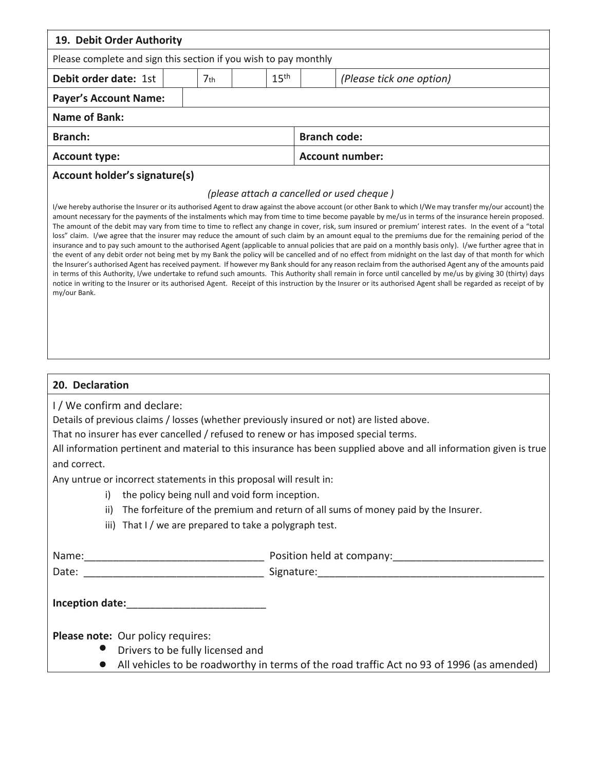## 19. Debit Order Authority

Please complete and sign this section if you wish to pay monthly

| **Debit order date:** 1st | | 7th | | 15th | | *(Please tick one option)* |
|---|---|---|---|---|---|---|

| | |
|---|---|
| **Payer's Account Name:** | |
| **Name of Bank:** | |
| **Branch:** | **Branch code:** |
| **Account type:** | **Account number:** |

**Account holder's signature(s)**

*(please attach a cancelled or used cheque )*

I/we hereby authorise the Insurer or its authorised Agent to draw against the above account (or other Bank to which I/We may transfer my/our account) the amount necessary for the payments of the instalments which may from time to time become payable by me/us in terms of the insurance herein proposed. The amount of the debit may vary from time to time to reflect any change in cover, risk, sum insured or premium' interest rates. In the event of a "total loss" claim. I/we agree that the insurer may reduce the amount of such claim by an amount equal to the premiums due for the remaining period of the insurance and to pay such amount to the authorised Agent (applicable to annual policies that are paid on a monthly basis only). I/we further agree that in the event of any debit order not being met by my Bank the policy will be cancelled and of no effect from midnight on the last day of that month for which the Insurer's authorised Agent has received payment. If however my Bank should for any reason reclaim from the authorised Agent any of the amounts paid in terms of this Authority, I/we undertake to refund such amounts. This Authority shall remain in force until cancelled by me/us by giving 30 (thirty) days notice in writing to the Insurer or its authorised Agent. Receipt of this instruction by the Insurer or its authorised Agent shall be regarded as receipt of by my/our Bank.

## 20. Declaration

I / We confirm and declare:

Details of previous claims / losses (whether previously insured or not) are listed above.

That no insurer has ever cancelled / refused to renew or has imposed special terms.

All information pertinent and material to this insurance has been supplied above and all information given is true and correct.

Any untrue or incorrect statements in this proposal will result in:

i) the policy being null and void form inception.
ii) The forfeiture of the premium and return of all sums of money paid by the Insurer.
iii) That I / we are prepared to take a polygraph test.

Name:_______________________________ Position held at company:__________________________

Date: _______________________________ Signature:_______________________________________

**Inception date:**________________________

**Please note:** Our policy requires:

- Drivers to be fully licensed and
- All vehicles to be roadworthy in terms of the road traffic Act no 93 of 1996 (as amended)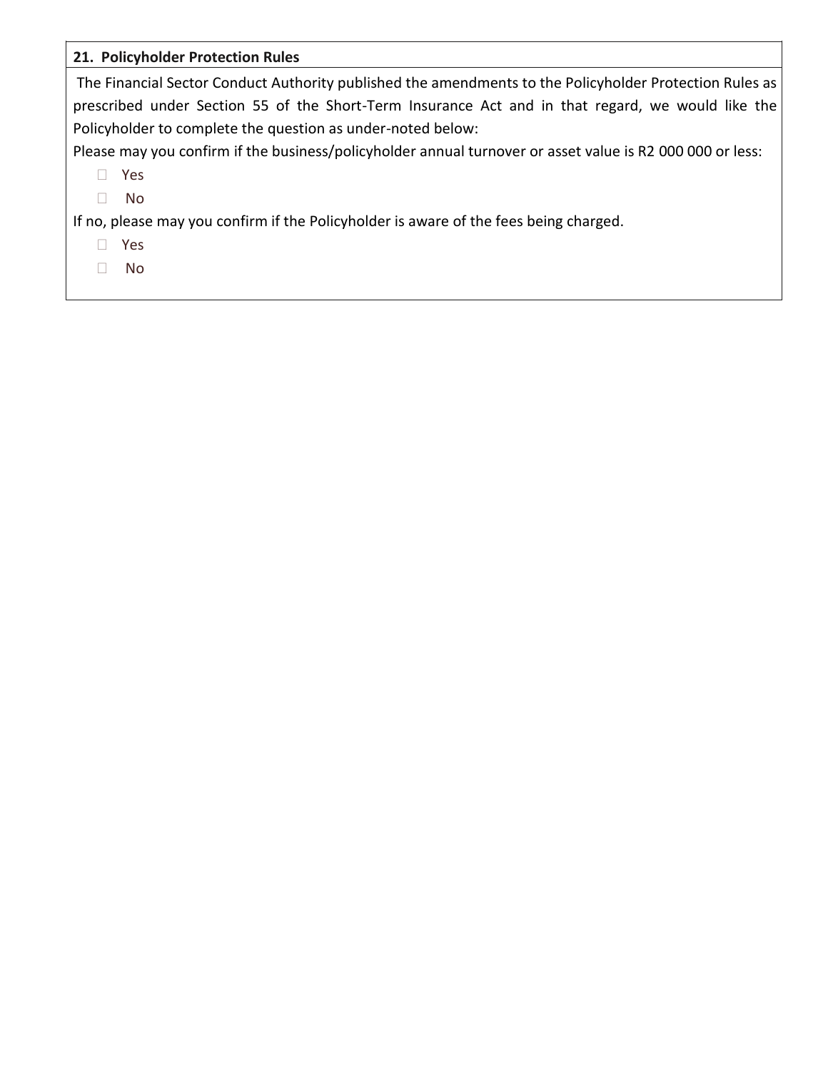**21. Policyholder Protection Rules**

The Financial Sector Conduct Authority published the amendments to the Policyholder Protection Rules as prescribed under Section 55 of the Short-Term Insurance Act and in that regard, we would like the Policyholder to complete the question as under-noted below:

Please may you confirm if the business/policyholder annual turnover or asset value is R2 000 000 or less:

- ☐ Yes
- ☐ No

If no, please may you confirm if the Policyholder is aware of the fees being charged.

- ☐ Yes
- ☐ No